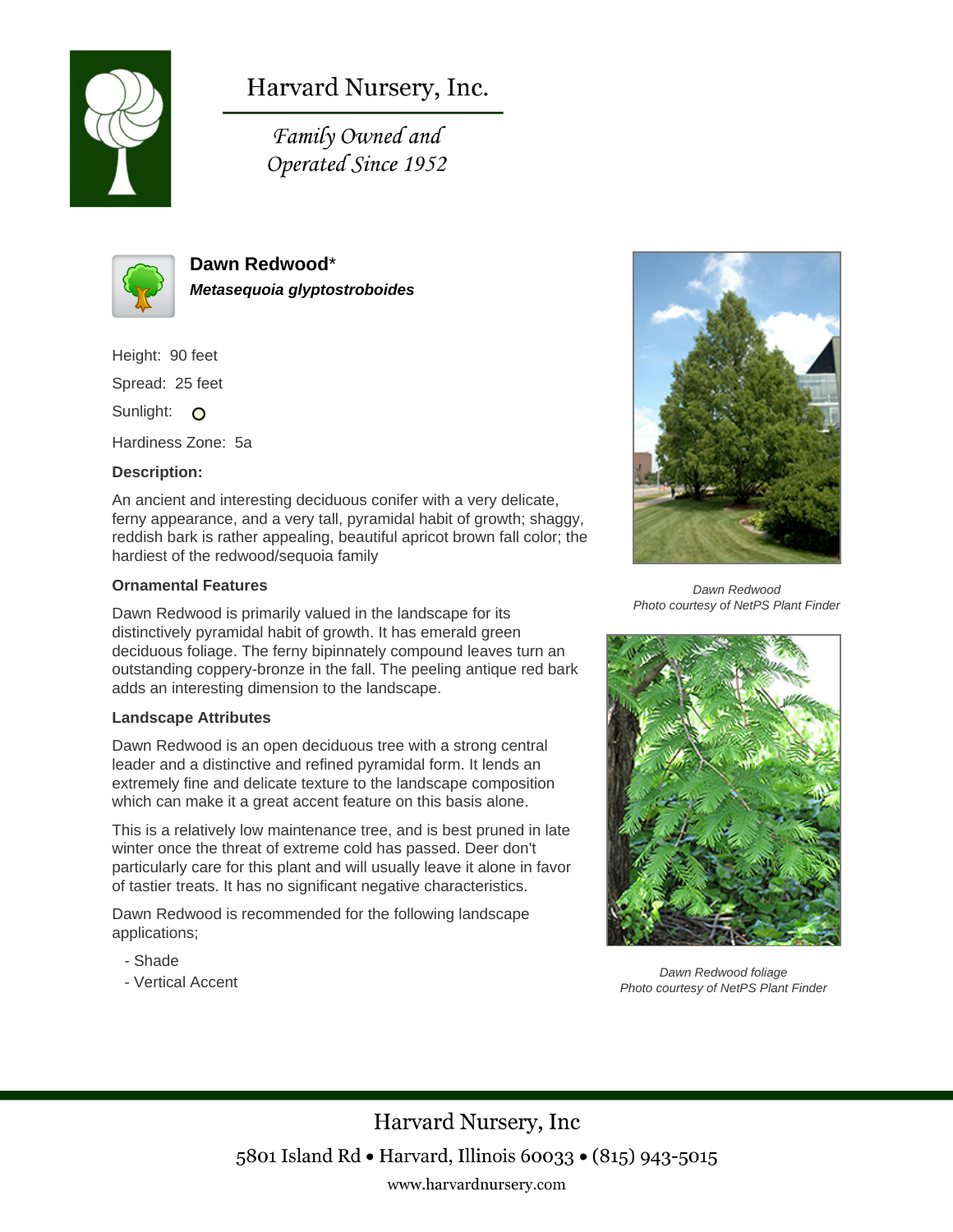# Harvard Nursery, Inc.

*Family Owned and Operated Since 1952*

## Dawn Redwood*

***Metasequoia glyptostroboides***

Height: 90 feet

Spread: 25 feet

Sunlight: O

Hardiness Zone: 5a

**Description:**

An ancient and interesting deciduous conifer with a very delicate, ferny appearance, and a very tall, pyramidal habit of growth; shaggy, reddish bark is rather appealing, beautiful apricot brown fall color; the hardiest of the redwood/sequoia family

### Ornamental Features

Dawn Redwood is primarily valued in the landscape for its distinctively pyramidal habit of growth. It has emerald green deciduous foliage. The ferny bipinnately compound leaves turn an outstanding coppery-bronze in the fall. The peeling antique red bark adds an interesting dimension to the landscape.

### Landscape Attributes

Dawn Redwood is an open deciduous tree with a strong central leader and a distinctive and refined pyramidal form. It lends an extremely fine and delicate texture to the landscape composition which can make it a great accent feature on this basis alone.

This is a relatively low maintenance tree, and is best pruned in late winter once the threat of extreme cold has passed. Deer don't particularly care for this plant and will usually leave it alone in favor of tastier treats. It has no significant negative characteristics.

Dawn Redwood is recommended for the following landscape applications;

- Shade
- Vertical Accent

*Dawn Redwood*
*Photo courtesy of NetPS Plant Finder*

*Dawn Redwood foliage*
*Photo courtesy of NetPS Plant Finder*

Harvard Nursery, Inc

5801 Island Rd • Harvard, Illinois 60033 • (815) 943-5015

www.harvardnursery.com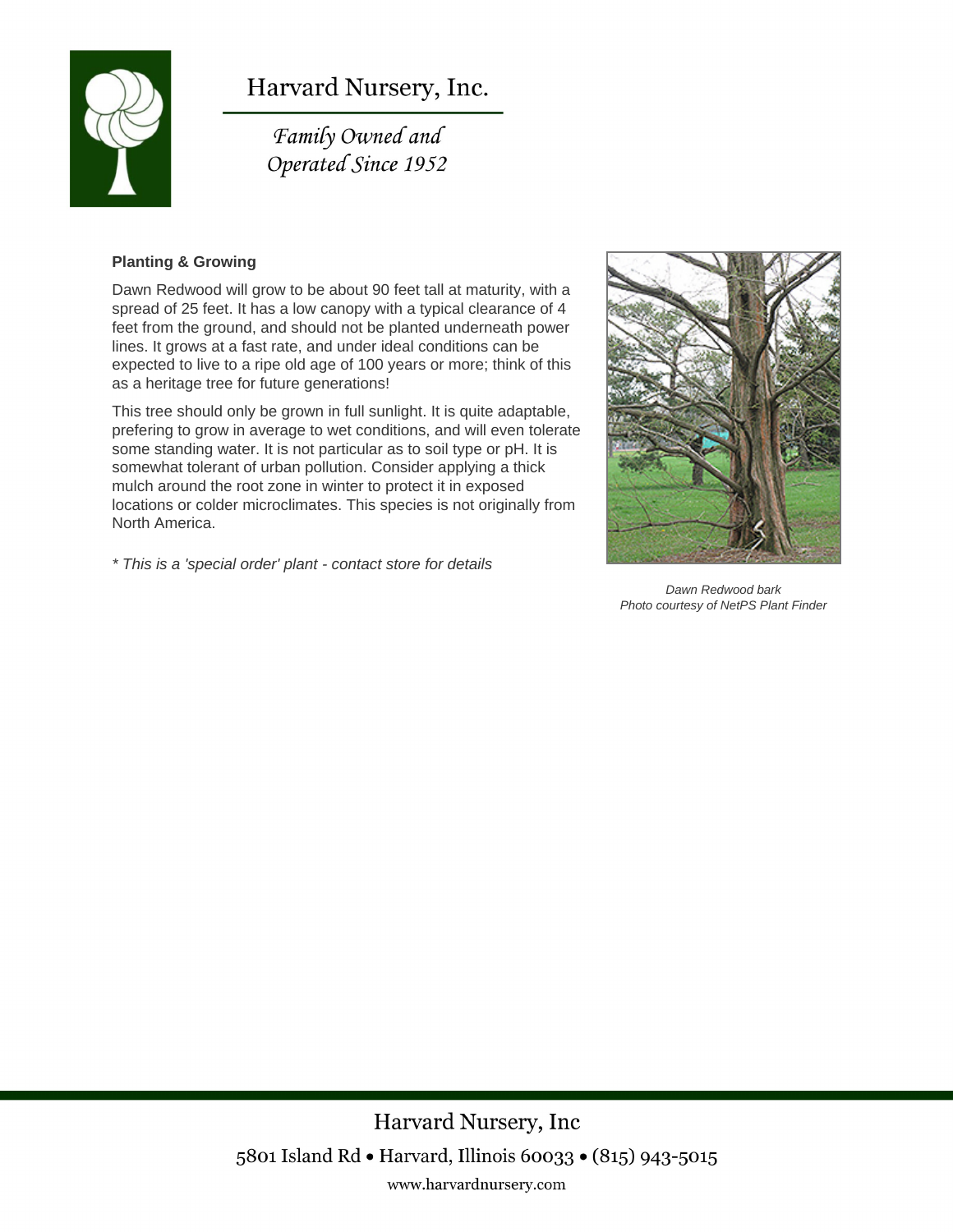Harvard Nursery, Inc.

*Family Owned and Operated Since 1952*

**Planting & Growing**

Dawn Redwood will grow to be about 90 feet tall at maturity, with a spread of 25 feet. It has a low canopy with a typical clearance of 4 feet from the ground, and should not be planted underneath power lines. It grows at a fast rate, and under ideal conditions can be expected to live to a ripe old age of 100 years or more; think of this as a heritage tree for future generations!

This tree should only be grown in full sunlight. It is quite adaptable, prefering to grow in average to wet conditions, and will even tolerate some standing water. It is not particular as to soil type or pH. It is somewhat tolerant of urban pollution. Consider applying a thick mulch around the root zone in winter to protect it in exposed locations or colder microclimates. This species is not originally from North America.

*\* This is a 'special order' plant - contact store for details*

*Dawn Redwood bark*
*Photo courtesy of NetPS Plant Finder*

Harvard Nursery, Inc

5801 Island Rd • Harvard, Illinois 60033 • (815) 943-5015

www.harvardnursery.com